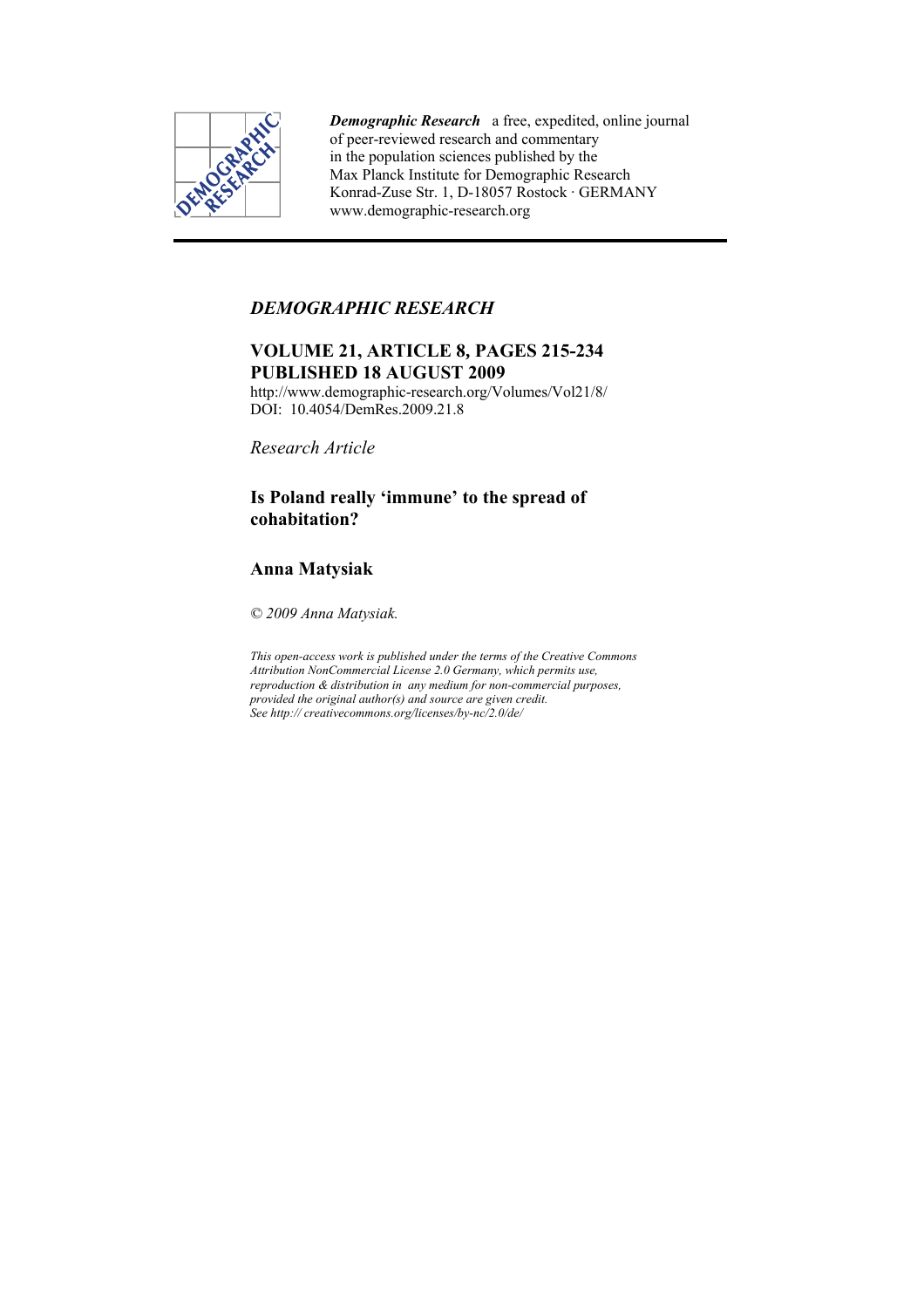***Demographic Research*** a free, expedited, online journal of peer-reviewed research and commentary in the population sciences published by the Max Planck Institute for Demographic Research
Konrad-Zuse Str. 1, D-18057 Rostock · GERMANY
www.demographic-research.org

---

## *DEMOGRAPHIC RESEARCH*

**VOLUME 21, ARTICLE 8, PAGES 215-234**
**PUBLISHED 18 AUGUST 2009**

http://www.demographic-research.org/Volumes/Vol21/8/
DOI: 10.4054/DemRes.2009.21.8

*Research Article*

# Is Poland really 'immune' to the spread of cohabitation?

**Anna Matysiak**

*© 2009 Anna Matysiak.*

*This open-access work is published under the terms of the Creative Commons Attribution NonCommercial License 2.0 Germany, which permits use, reproduction & distribution in any medium for non-commercial purposes, provided the original author(s) and source are given credit.*
*See http:// creativecommons.org/licenses/by-nc/2.0/de/*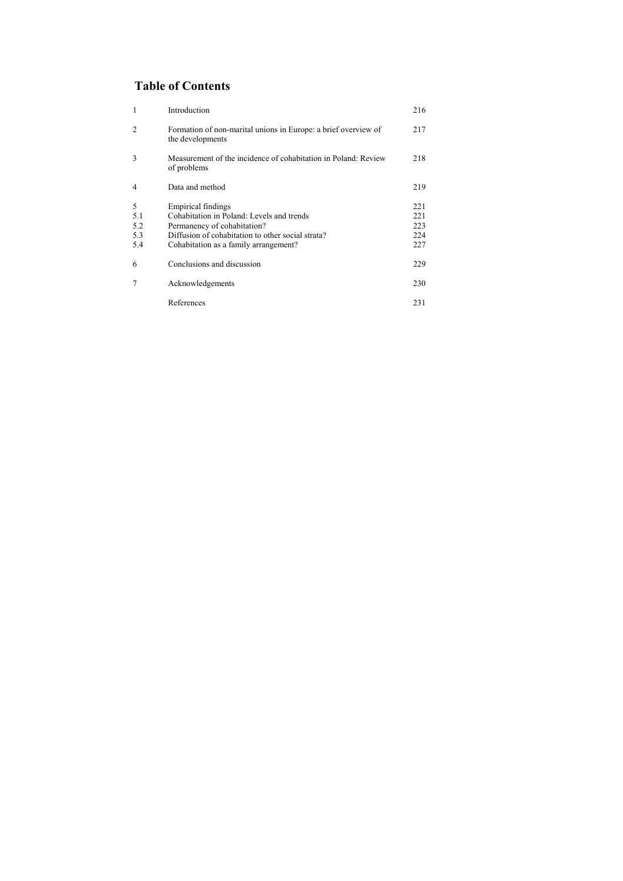## Table of Contents

| | | |
|---|---|---|
| 1 | Introduction | 216 |
| 2 | Formation of non-marital unions in Europe: a brief overview of the developments | 217 |
| 3 | Measurement of the incidence of cohabitation in Poland: Review of problems | 218 |
| 4 | Data and method | 219 |
| 5 | Empirical findings | 221 |
| 5.1 | Cohabitation in Poland: Levels and trends | 221 |
| 5.2 | Permanency of cohabitation? | 223 |
| 5.3 | Diffusion of cohabitation to other social strata? | 224 |
| 5.4 | Cohabitation as a family arrangement? | 227 |
| 6 | Conclusions and discussion | 229 |
| 7 | Acknowledgements | 230 |
| | References | 231 |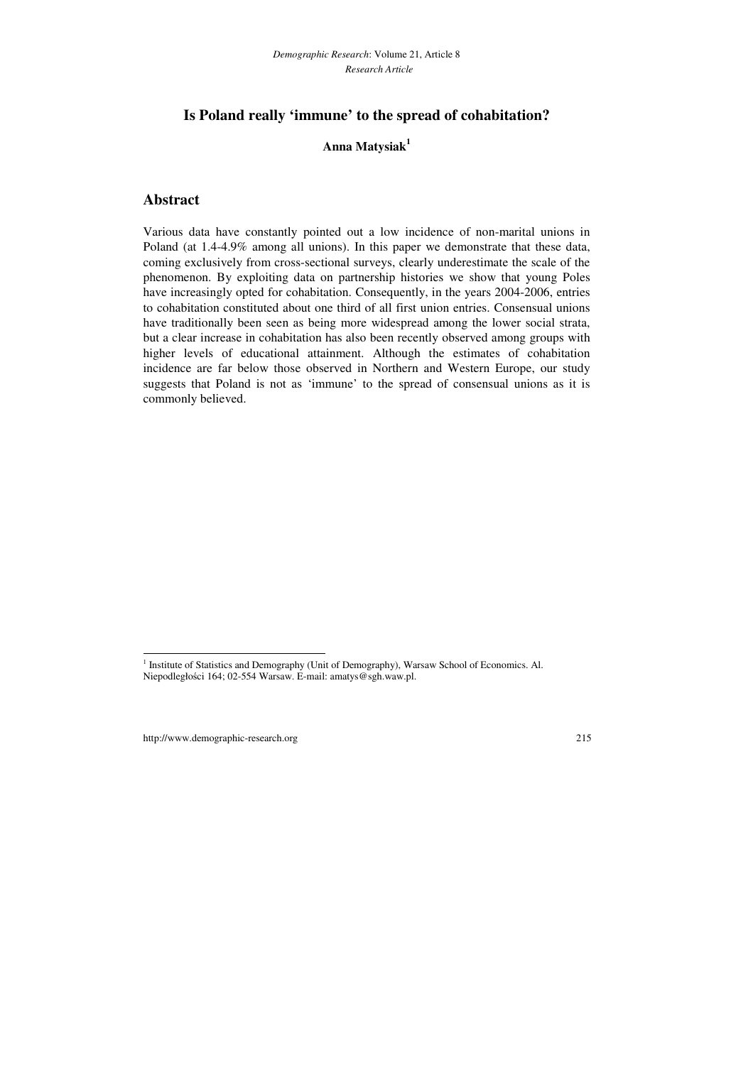# Is Poland really 'immune' to the spread of cohabitation?

**Anna Matysiak**[1]

## Abstract

Various data have constantly pointed out a low incidence of non-marital unions in Poland (at 1.4-4.9% among all unions). In this paper we demonstrate that these data, coming exclusively from cross-sectional surveys, clearly underestimate the scale of the phenomenon. By exploiting data on partnership histories we show that young Poles have increasingly opted for cohabitation. Consequently, in the years 2004-2006, entries to cohabitation constituted about one third of all first union entries. Consensual unions have traditionally been seen as being more widespread among the lower social strata, but a clear increase in cohabitation has also been recently observed among groups with higher levels of educational attainment. Although the estimates of cohabitation incidence are far below those observed in Northern and Western Europe, our study suggests that Poland is not as 'immune' to the spread of consensual unions as it is commonly believed.

---

[1] Institute of Statistics and Demography (Unit of Demography), Warsaw School of Economics. Al. Niepodległości 164; 02-554 Warsaw. E-mail: amatys@sgh.waw.pl.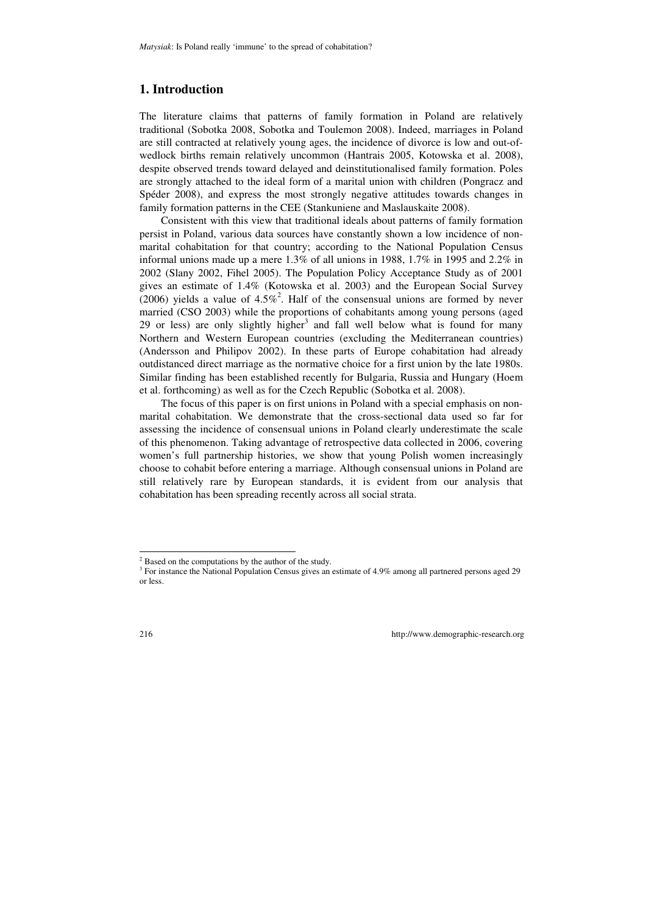## 1. Introduction

The literature claims that patterns of family formation in Poland are relatively traditional (Sobotka 2008, Sobotka and Toulemon 2008). Indeed, marriages in Poland are still contracted at relatively young ages, the incidence of divorce is low and out-of-wedlock births remain relatively uncommon (Hantrais 2005, Kotowska et al. 2008), despite observed trends toward delayed and deinstitutionalised family formation. Poles are strongly attached to the ideal form of a marital union with children (Pongracz and Spéder 2008), and express the most strongly negative attitudes towards changes in family formation patterns in the CEE (Stankuniene and Maslauskaite 2008).

Consistent with this view that traditional ideals about patterns of family formation persist in Poland, various data sources have constantly shown a low incidence of non-marital cohabitation for that country; according to the National Population Census informal unions made up a mere 1.3% of all unions in 1988, 1.7% in 1995 and 2.2% in 2002 (Slany 2002, Fihel 2005). The Population Policy Acceptance Study as of 2001 gives an estimate of 1.4% (Kotowska et al. 2003) and the European Social Survey (2006) yields a value of 4.5%[2]. Half of the consensual unions are formed by never married (CSO 2003) while the proportions of cohabitants among young persons (aged 29 or less) are only slightly higher[3] and fall well below what is found for many Northern and Western European countries (excluding the Mediterranean countries) (Andersson and Philipov 2002). In these parts of Europe cohabitation had already outdistanced direct marriage as the normative choice for a first union by the late 1980s. Similar finding has been established recently for Bulgaria, Russia and Hungary (Hoem et al. forthcoming) as well as for the Czech Republic (Sobotka et al. 2008).

The focus of this paper is on first unions in Poland with a special emphasis on non-marital cohabitation. We demonstrate that the cross-sectional data used so far for assessing the incidence of consensual unions in Poland clearly underestimate the scale of this phenomenon. Taking advantage of retrospective data collected in 2006, covering women's full partnership histories, we show that young Polish women increasingly choose to cohabit before entering a marriage. Although consensual unions in Poland are still relatively rare by European standards, it is evident from our analysis that cohabitation has been spreading recently across all social strata.

---

[2] Based on the computations by the author of the study.

[3] For instance the National Population Census gives an estimate of 4.9% among all partnered persons aged 29 or less.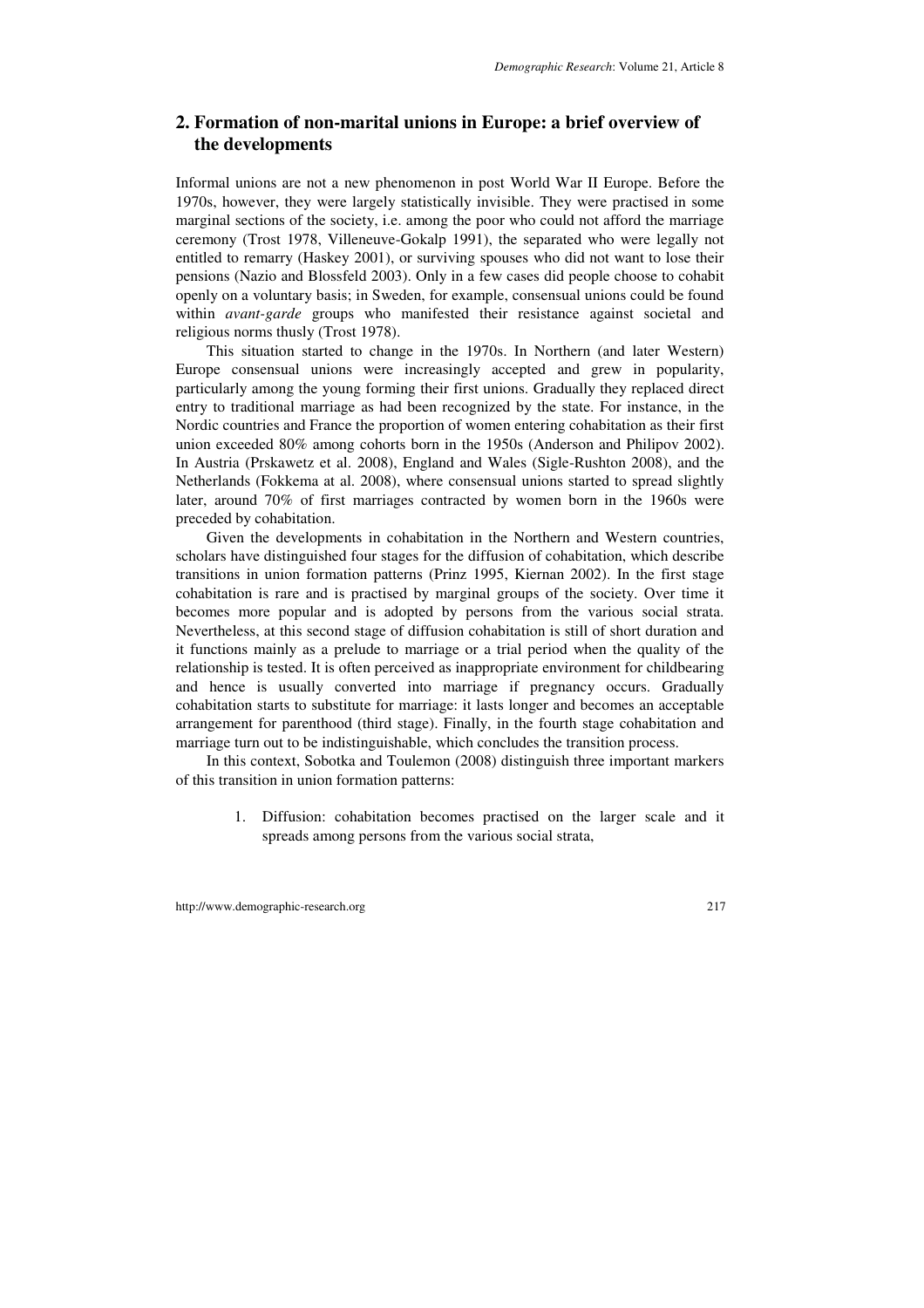## 2. Formation of non-marital unions in Europe: a brief overview of the developments

Informal unions are not a new phenomenon in post World War II Europe. Before the 1970s, however, they were largely statistically invisible. They were practised in some marginal sections of the society, i.e. among the poor who could not afford the marriage ceremony (Trost 1978, Villeneuve-Gokalp 1991), the separated who were legally not entitled to remarry (Haskey 2001), or surviving spouses who did not want to lose their pensions (Nazio and Blossfeld 2003). Only in a few cases did people choose to cohabit openly on a voluntary basis; in Sweden, for example, consensual unions could be found within *avant-garde* groups who manifested their resistance against societal and religious norms thusly (Trost 1978).

This situation started to change in the 1970s. In Northern (and later Western) Europe consensual unions were increasingly accepted and grew in popularity, particularly among the young forming their first unions. Gradually they replaced direct entry to traditional marriage as had been recognized by the state. For instance, in the Nordic countries and France the proportion of women entering cohabitation as their first union exceeded 80% among cohorts born in the 1950s (Anderson and Philipov 2002). In Austria (Prskawetz et al. 2008), England and Wales (Sigle-Rushton 2008), and the Netherlands (Fokkema at al. 2008), where consensual unions started to spread slightly later, around 70% of first marriages contracted by women born in the 1960s were preceded by cohabitation.

Given the developments in cohabitation in the Northern and Western countries, scholars have distinguished four stages for the diffusion of cohabitation, which describe transitions in union formation patterns (Prinz 1995, Kiernan 2002). In the first stage cohabitation is rare and is practised by marginal groups of the society. Over time it becomes more popular and is adopted by persons from the various social strata. Nevertheless, at this second stage of diffusion cohabitation is still of short duration and it functions mainly as a prelude to marriage or a trial period when the quality of the relationship is tested. It is often perceived as inappropriate environment for childbearing and hence is usually converted into marriage if pregnancy occurs. Gradually cohabitation starts to substitute for marriage: it lasts longer and becomes an acceptable arrangement for parenthood (third stage). Finally, in the fourth stage cohabitation and marriage turn out to be indistinguishable, which concludes the transition process.

In this context, Sobotka and Toulemon (2008) distinguish three important markers of this transition in union formation patterns:

1. Diffusion: cohabitation becomes practised on the larger scale and it spreads among persons from the various social strata,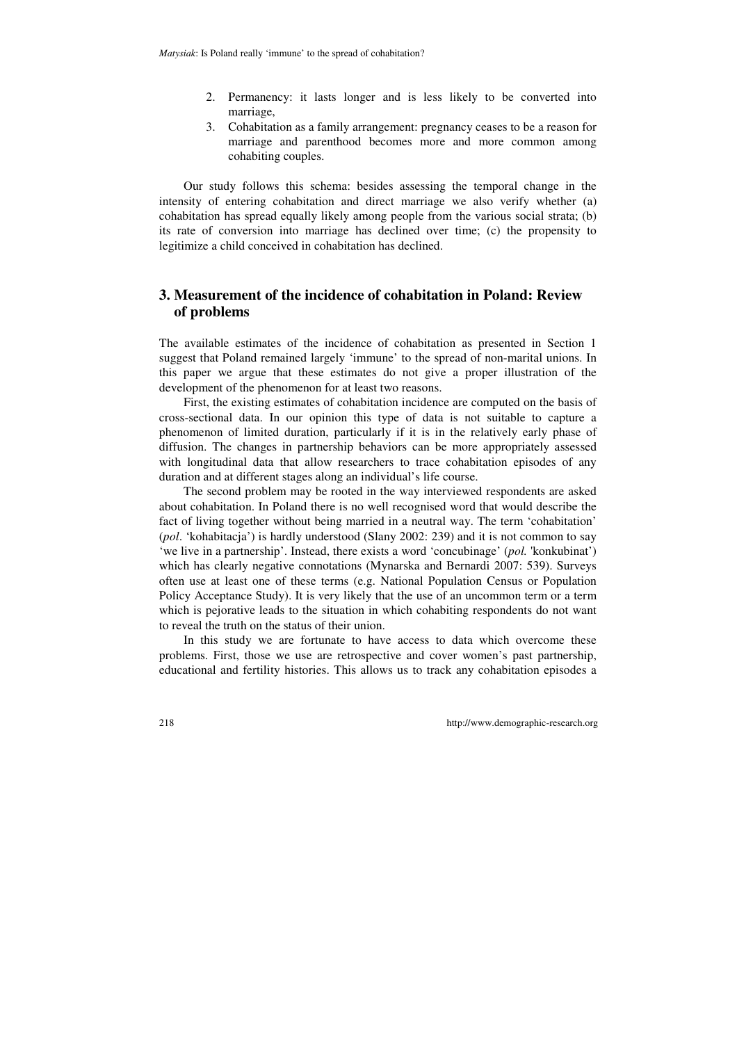2. Permanency: it lasts longer and is less likely to be converted into marriage,
3. Cohabitation as a family arrangement: pregnancy ceases to be a reason for marriage and parenthood becomes more and more common among cohabiting couples.

Our study follows this schema: besides assessing the temporal change in the intensity of entering cohabitation and direct marriage we also verify whether (a) cohabitation has spread equally likely among people from the various social strata; (b) its rate of conversion into marriage has declined over time; (c) the propensity to legitimize a child conceived in cohabitation has declined.

## 3. Measurement of the incidence of cohabitation in Poland: Review of problems

The available estimates of the incidence of cohabitation as presented in Section 1 suggest that Poland remained largely 'immune' to the spread of non-marital unions. In this paper we argue that these estimates do not give a proper illustration of the development of the phenomenon for at least two reasons.

First, the existing estimates of cohabitation incidence are computed on the basis of cross-sectional data. In our opinion this type of data is not suitable to capture a phenomenon of limited duration, particularly if it is in the relatively early phase of diffusion. The changes in partnership behaviors can be more appropriately assessed with longitudinal data that allow researchers to trace cohabitation episodes of any duration and at different stages along an individual's life course.

The second problem may be rooted in the way interviewed respondents are asked about cohabitation. In Poland there is no well recognised word that would describe the fact of living together without being married in a neutral way. The term 'cohabitation' (*pol*. 'kohabitacja') is hardly understood (Slany 2002: 239) and it is not common to say 'we live in a partnership'. Instead, there exists a word 'concubinage' (*pol.* 'konkubinat') which has clearly negative connotations (Mynarska and Bernardi 2007: 539). Surveys often use at least one of these terms (e.g. National Population Census or Population Policy Acceptance Study). It is very likely that the use of an uncommon term or a term which is pejorative leads to the situation in which cohabiting respondents do not want to reveal the truth on the status of their union.

In this study we are fortunate to have access to data which overcome these problems. First, those we use are retrospective and cover women's past partnership, educational and fertility histories. This allows us to track any cohabitation episodes a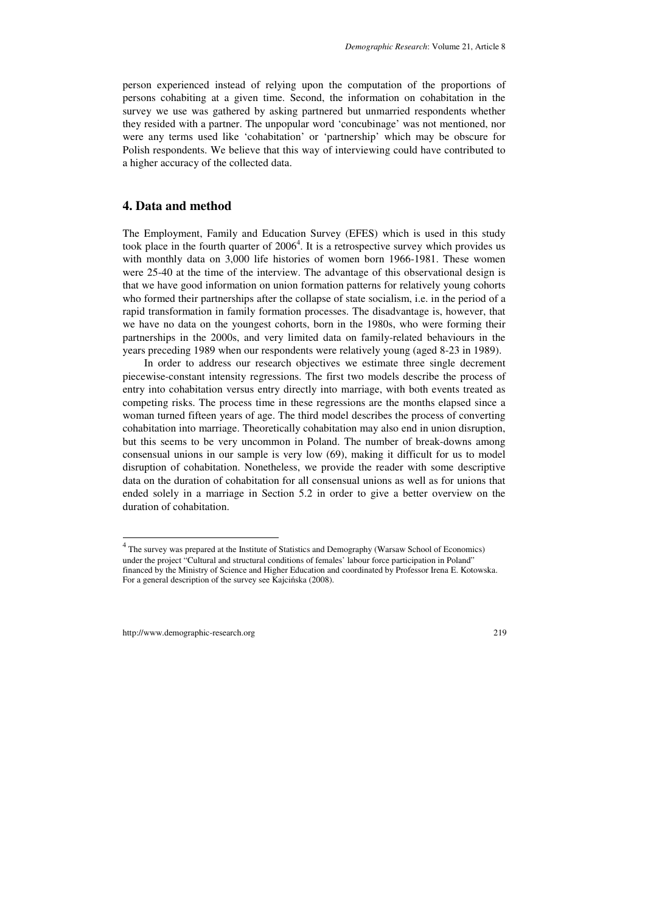person experienced instead of relying upon the computation of the proportions of persons cohabiting at a given time. Second, the information on cohabitation in the survey we use was gathered by asking partnered but unmarried respondents whether they resided with a partner. The unpopular word 'concubinage' was not mentioned, nor were any terms used like 'cohabitation' or 'partnership' which may be obscure for Polish respondents. We believe that this way of interviewing could have contributed to a higher accuracy of the collected data.

## 4. Data and method

The Employment, Family and Education Survey (EFES) which is used in this study took place in the fourth quarter of 2006[4]. It is a retrospective survey which provides us with monthly data on 3,000 life histories of women born 1966-1981. These women were 25-40 at the time of the interview. The advantage of this observational design is that we have good information on union formation patterns for relatively young cohorts who formed their partnerships after the collapse of state socialism, i.e. in the period of a rapid transformation in family formation processes. The disadvantage is, however, that we have no data on the youngest cohorts, born in the 1980s, who were forming their partnerships in the 2000s, and very limited data on family-related behaviours in the years preceding 1989 when our respondents were relatively young (aged 8-23 in 1989).

In order to address our research objectives we estimate three single decrement piecewise-constant intensity regressions. The first two models describe the process of entry into cohabitation versus entry directly into marriage, with both events treated as competing risks. The process time in these regressions are the months elapsed since a woman turned fifteen years of age. The third model describes the process of converting cohabitation into marriage. Theoretically cohabitation may also end in union disruption, but this seems to be very uncommon in Poland. The number of break-downs among consensual unions in our sample is very low (69), making it difficult for us to model disruption of cohabitation. Nonetheless, we provide the reader with some descriptive data on the duration of cohabitation for all consensual unions as well as for unions that ended solely in a marriage in Section 5.2 in order to give a better overview on the duration of cohabitation.

---

[4] The survey was prepared at the Institute of Statistics and Demography (Warsaw School of Economics) under the project "Cultural and structural conditions of females' labour force participation in Poland" financed by the Ministry of Science and Higher Education and coordinated by Professor Irena E. Kotowska. For a general description of the survey see Kajcińska (2008).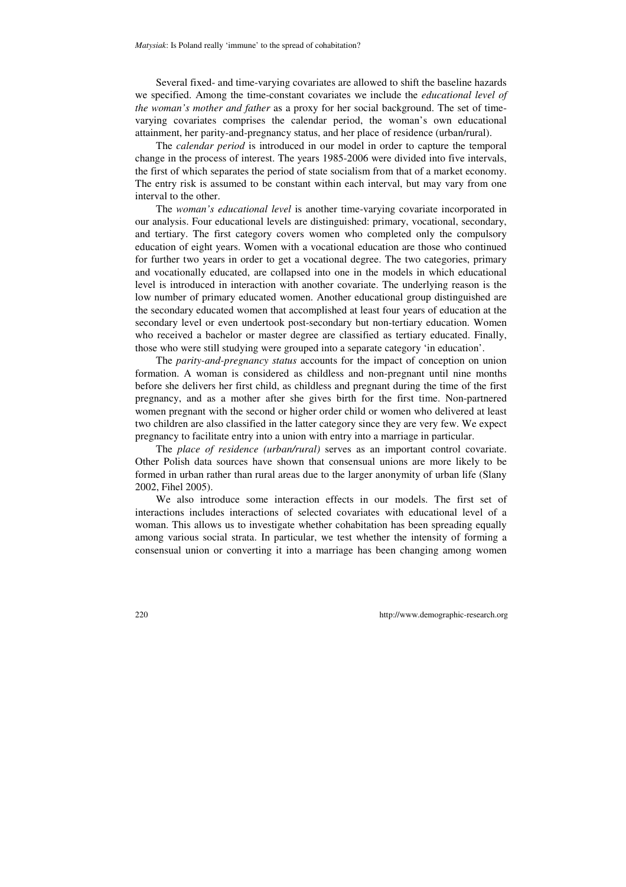Several fixed- and time-varying covariates are allowed to shift the baseline hazards we specified. Among the time-constant covariates we include the *educational level of the woman's mother and father* as a proxy for her social background. The set of time-varying covariates comprises the calendar period, the woman's own educational attainment, her parity-and-pregnancy status, and her place of residence (urban/rural).

The *calendar period* is introduced in our model in order to capture the temporal change in the process of interest. The years 1985-2006 were divided into five intervals, the first of which separates the period of state socialism from that of a market economy. The entry risk is assumed to be constant within each interval, but may vary from one interval to the other.

The *woman's educational level* is another time-varying covariate incorporated in our analysis. Four educational levels are distinguished: primary, vocational, secondary, and tertiary. The first category covers women who completed only the compulsory education of eight years. Women with a vocational education are those who continued for further two years in order to get a vocational degree. The two categories, primary and vocationally educated, are collapsed into one in the models in which educational level is introduced in interaction with another covariate. The underlying reason is the low number of primary educated women. Another educational group distinguished are the secondary educated women that accomplished at least four years of education at the secondary level or even undertook post-secondary but non-tertiary education. Women who received a bachelor or master degree are classified as tertiary educated. Finally, those who were still studying were grouped into a separate category 'in education'.

The *parity-and-pregnancy status* accounts for the impact of conception on union formation. A woman is considered as childless and non-pregnant until nine months before she delivers her first child, as childless and pregnant during the time of the first pregnancy, and as a mother after she gives birth for the first time. Non-partnered women pregnant with the second or higher order child or women who delivered at least two children are also classified in the latter category since they are very few. We expect pregnancy to facilitate entry into a union with entry into a marriage in particular.

The *place of residence (urban/rural)* serves as an important control covariate. Other Polish data sources have shown that consensual unions are more likely to be formed in urban rather than rural areas due to the larger anonymity of urban life (Slany 2002, Fihel 2005).

We also introduce some interaction effects in our models. The first set of interactions includes interactions of selected covariates with educational level of a woman. This allows us to investigate whether cohabitation has been spreading equally among various social strata. In particular, we test whether the intensity of forming a consensual union or converting it into a marriage has been changing among women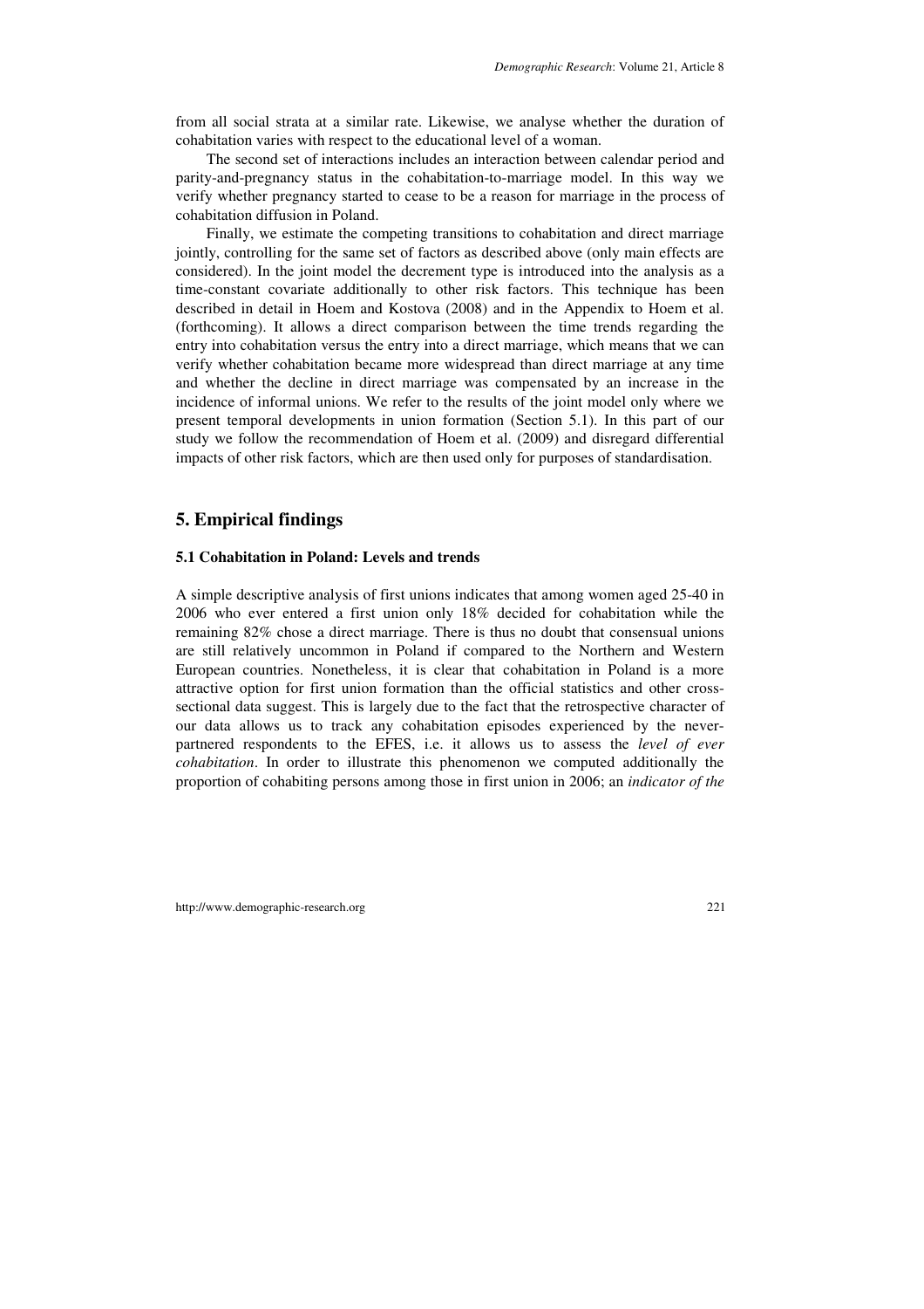from all social strata at a similar rate. Likewise, we analyse whether the duration of cohabitation varies with respect to the educational level of a woman.

The second set of interactions includes an interaction between calendar period and parity-and-pregnancy status in the cohabitation-to-marriage model. In this way we verify whether pregnancy started to cease to be a reason for marriage in the process of cohabitation diffusion in Poland.

Finally, we estimate the competing transitions to cohabitation and direct marriage jointly, controlling for the same set of factors as described above (only main effects are considered). In the joint model the decrement type is introduced into the analysis as a time-constant covariate additionally to other risk factors. This technique has been described in detail in Hoem and Kostova (2008) and in the Appendix to Hoem et al. (forthcoming). It allows a direct comparison between the time trends regarding the entry into cohabitation versus the entry into a direct marriage, which means that we can verify whether cohabitation became more widespread than direct marriage at any time and whether the decline in direct marriage was compensated by an increase in the incidence of informal unions. We refer to the results of the joint model only where we present temporal developments in union formation (Section 5.1). In this part of our study we follow the recommendation of Hoem et al. (2009) and disregard differential impacts of other risk factors, which are then used only for purposes of standardisation.

## 5. Empirical findings

### 5.1 Cohabitation in Poland: Levels and trends

A simple descriptive analysis of first unions indicates that among women aged 25-40 in 2006 who ever entered a first union only 18% decided for cohabitation while the remaining 82% chose a direct marriage. There is thus no doubt that consensual unions are still relatively uncommon in Poland if compared to the Northern and Western European countries. Nonetheless, it is clear that cohabitation in Poland is a more attractive option for first union formation than the official statistics and other cross-sectional data suggest. This is largely due to the fact that the retrospective character of our data allows us to track any cohabitation episodes experienced by the never-partnered respondents to the EFES, i.e. it allows us to assess the *level of ever cohabitation*. In order to illustrate this phenomenon we computed additionally the proportion of cohabiting persons among those in first union in 2006; an *indicator of the*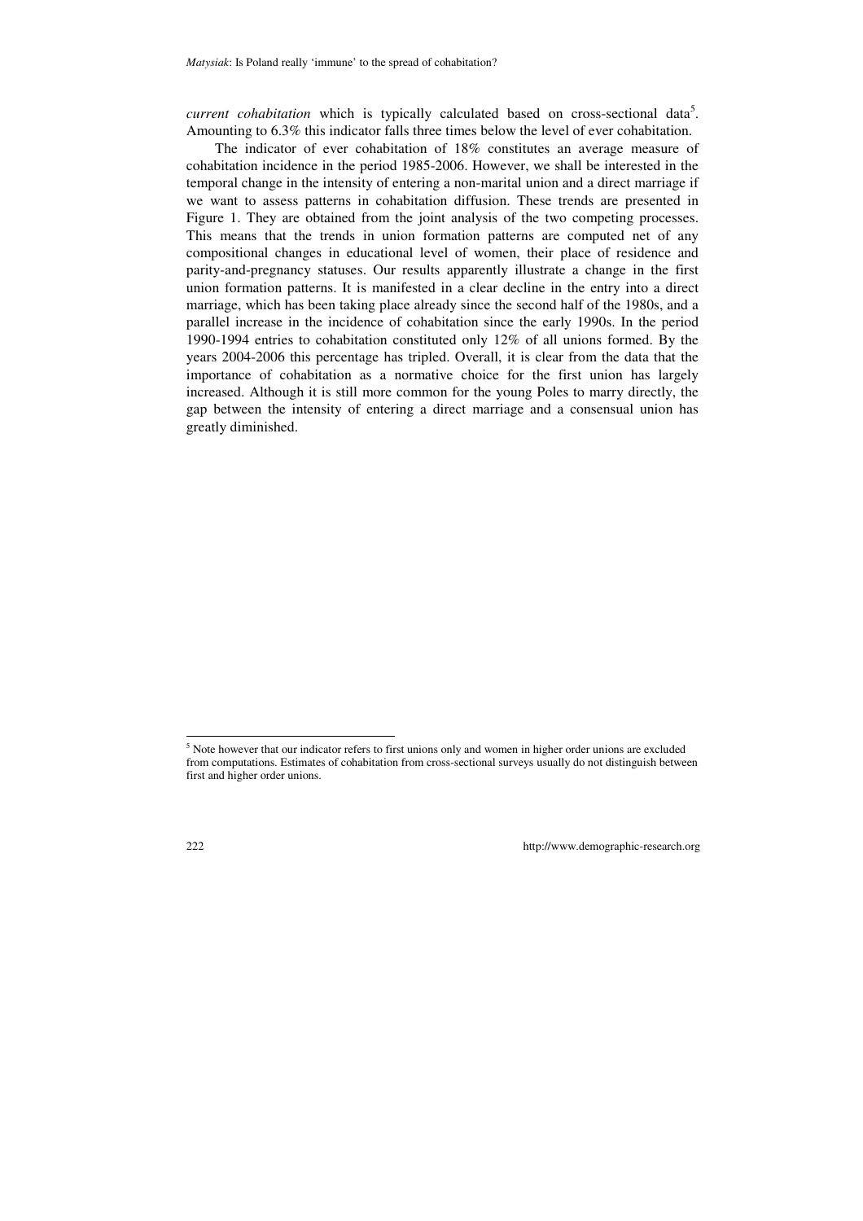*current cohabitation* which is typically calculated based on cross-sectional data[5]. Amounting to 6.3% this indicator falls three times below the level of ever cohabitation.

The indicator of ever cohabitation of 18% constitutes an average measure of cohabitation incidence in the period 1985-2006. However, we shall be interested in the temporal change in the intensity of entering a non-marital union and a direct marriage if we want to assess patterns in cohabitation diffusion. These trends are presented in Figure 1. They are obtained from the joint analysis of the two competing processes. This means that the trends in union formation patterns are computed net of any compositional changes in educational level of women, their place of residence and parity-and-pregnancy statuses. Our results apparently illustrate a change in the first union formation patterns. It is manifested in a clear decline in the entry into a direct marriage, which has been taking place already since the second half of the 1980s, and a parallel increase in the incidence of cohabitation since the early 1990s. In the period 1990-1994 entries to cohabitation constituted only 12% of all unions formed. By the years 2004-2006 this percentage has tripled. Overall, it is clear from the data that the importance of cohabitation as a normative choice for the first union has largely increased. Although it is still more common for the young Poles to marry directly, the gap between the intensity of entering a direct marriage and a consensual union has greatly diminished.

---

[5] Note however that our indicator refers to first unions only and women in higher order unions are excluded from computations. Estimates of cohabitation from cross-sectional surveys usually do not distinguish between first and higher order unions.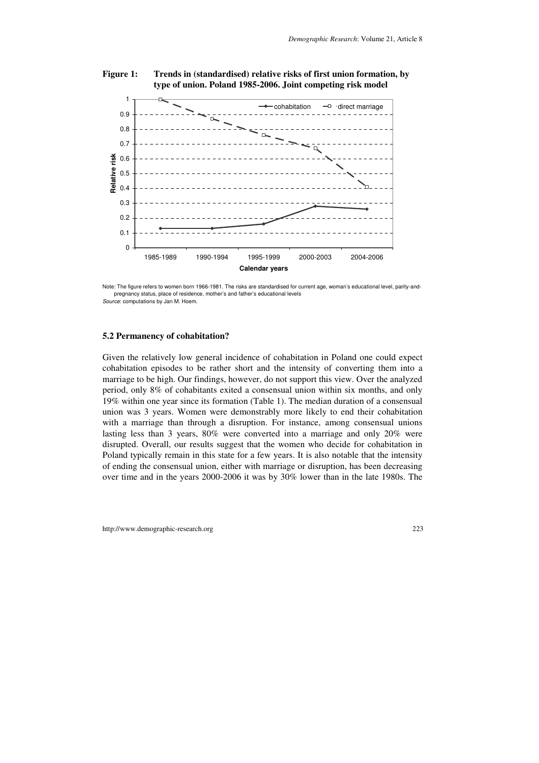**Figure 1: Trends in (standardised) relative risks of first union formation, by type of union. Poland 1985-2006. Joint competing risk model**

Note: The figure refers to women born 1966-1981. The risks are standardised for current age, woman's educational level, parity-and-pregnancy status, place of residence, mother's and father's educational levels

*Source*: computations by Jan M. Hoem.

### 5.2 Permanency of cohabitation?

Given the relatively low general incidence of cohabitation in Poland one could expect cohabitation episodes to be rather short and the intensity of converting them into a marriage to be high. Our findings, however, do not support this view. Over the analyzed period, only 8% of cohabitants exited a consensual union within six months, and only 19% within one year since its formation (Table 1). The median duration of a consensual union was 3 years. Women were demonstrably more likely to end their cohabitation with a marriage than through a disruption. For instance, among consensual unions lasting less than 3 years, 80% were converted into a marriage and only 20% were disrupted. Overall, our results suggest that the women who decide for cohabitation in Poland typically remain in this state for a few years. It is also notable that the intensity of ending the consensual union, either with marriage or disruption, has been decreasing over time and in the years 2000-2006 it was by 30% lower than in the late 1980s. The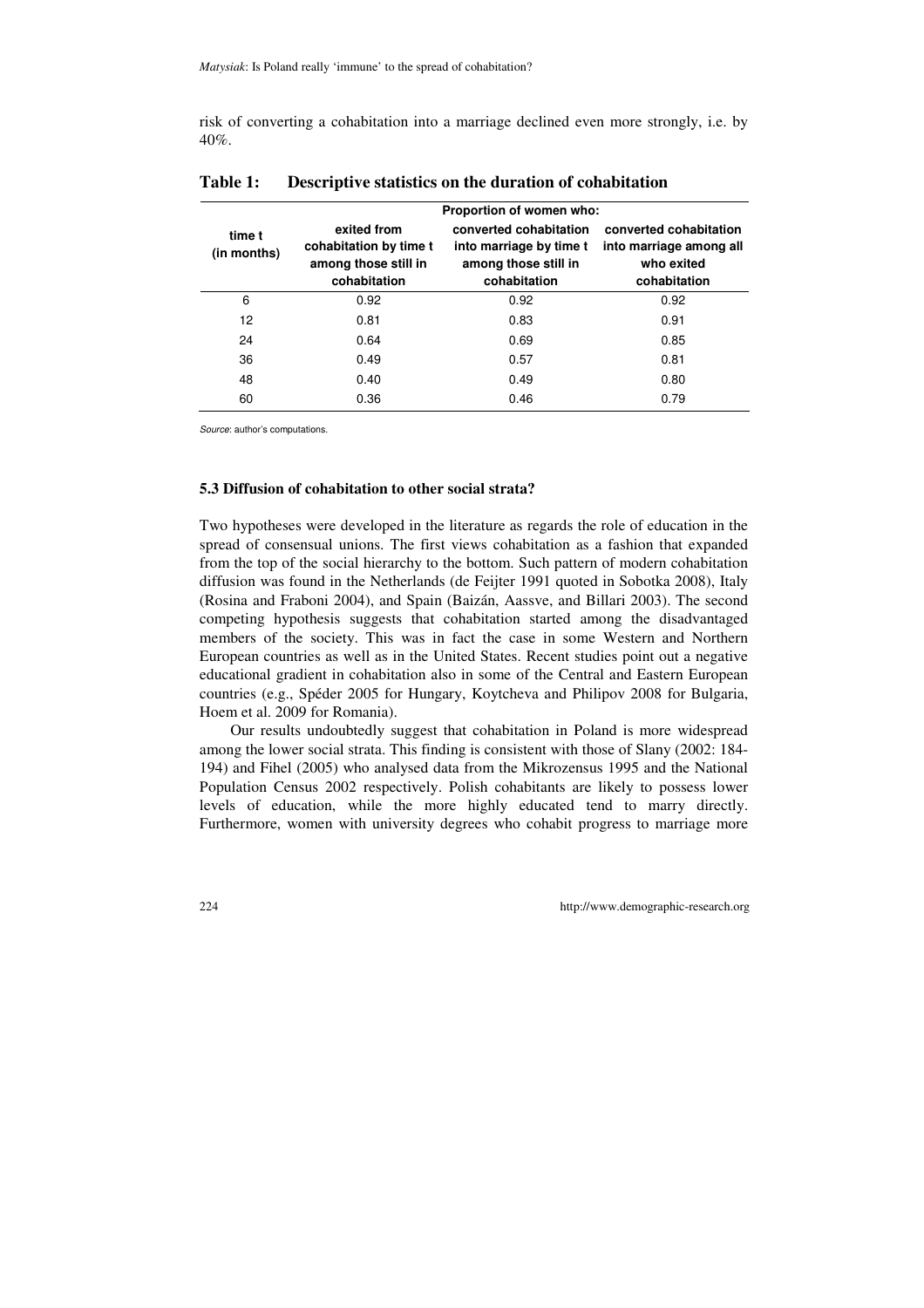risk of converting a cohabitation into a marriage declined even more strongly, i.e. by 40%.

**Table 1: Descriptive statistics on the duration of cohabitation**

| time t (in months) | Proportion of women who: | | |
|---|---|---|---|
| | exited from cohabitation by time t among those still in cohabitation | converted cohabitation into marriage by time t among those still in cohabitation | converted cohabitation into marriage among all who exited cohabitation |
| 6 | 0.92 | 0.92 | 0.92 |
| 12 | 0.81 | 0.83 | 0.91 |
| 24 | 0.64 | 0.69 | 0.85 |
| 36 | 0.49 | 0.57 | 0.81 |
| 48 | 0.40 | 0.49 | 0.80 |
| 60 | 0.36 | 0.46 | 0.79 |

*Source*: author's computations.

### 5.3 Diffusion of cohabitation to other social strata?

Two hypotheses were developed in the literature as regards the role of education in the spread of consensual unions. The first views cohabitation as a fashion that expanded from the top of the social hierarchy to the bottom. Such pattern of modern cohabitation diffusion was found in the Netherlands (de Feijter 1991 quoted in Sobotka 2008), Italy (Rosina and Fraboni 2004), and Spain (Baizán, Aassve, and Billari 2003). The second competing hypothesis suggests that cohabitation started among the disadvantaged members of the society. This was in fact the case in some Western and Northern European countries as well as in the United States. Recent studies point out a negative educational gradient in cohabitation also in some of the Central and Eastern European countries (e.g., Spéder 2005 for Hungary, Koytcheva and Philipov 2008 for Bulgaria, Hoem et al. 2009 for Romania).

Our results undoubtedly suggest that cohabitation in Poland is more widespread among the lower social strata. This finding is consistent with those of Slany (2002: 184-194) and Fihel (2005) who analysed data from the Mikrozensus 1995 and the National Population Census 2002 respectively. Polish cohabitants are likely to possess lower levels of education, while the more highly educated tend to marry directly. Furthermore, women with university degrees who cohabit progress to marriage more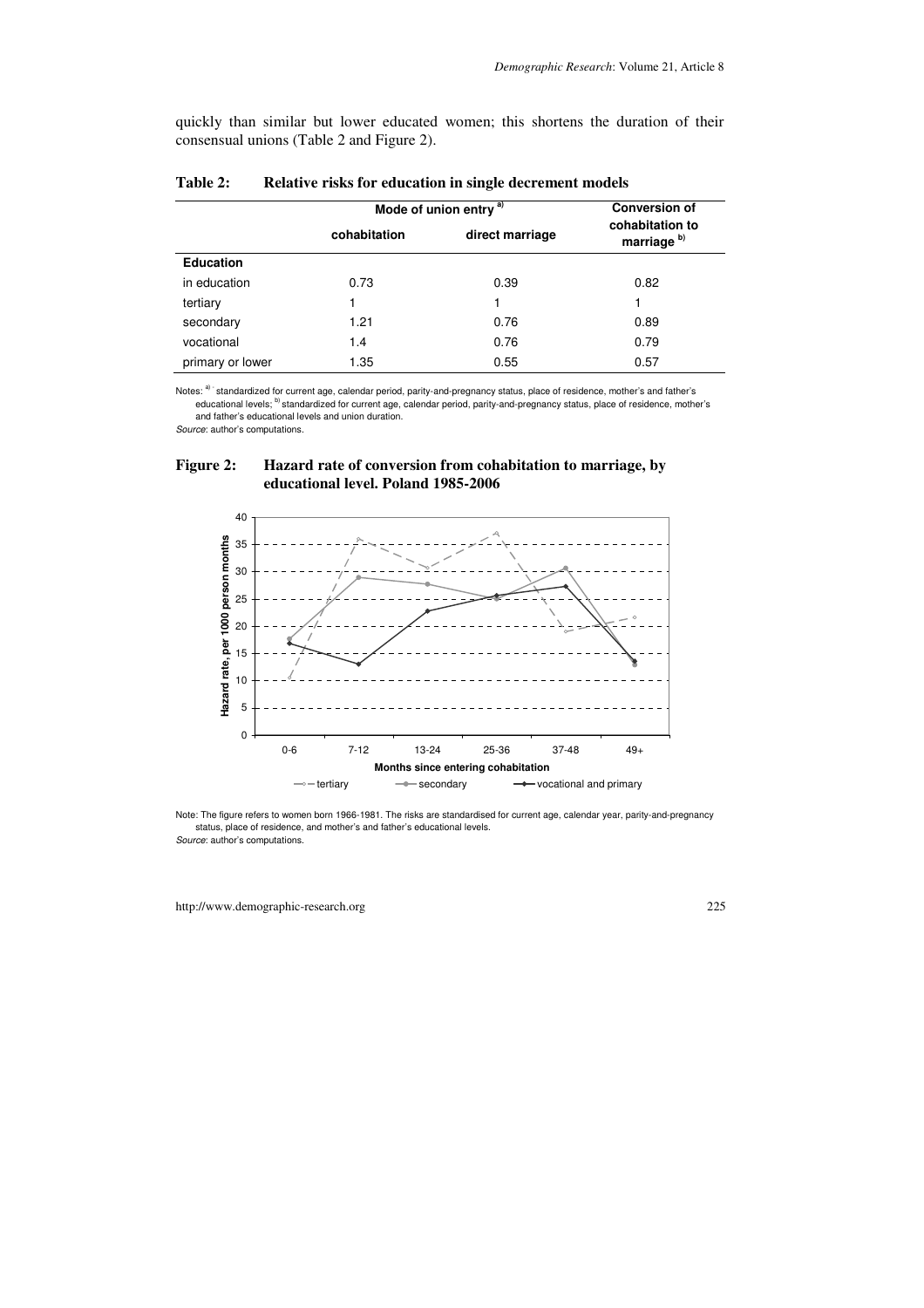quickly than similar but lower educated women; this shortens the duration of their consensual unions (Table 2 and Figure 2).

**Table 2: Relative risks for education in single decrement models**

| | Mode of union entry [a)] | | Conversion of cohabitation to marriage [b)] |
|---|---|---|---|
| | cohabitation | direct marriage | |
| **Education** | | | |
| in education | 0.73 | 0.39 | 0.82 |
| tertiary | 1 | 1 | 1 |
| secondary | 1.21 | 0.76 | 0.89 |
| vocational | 1.4 | 0.76 | 0.79 |
| primary or lower | 1.35 | 0.55 | 0.57 |

Notes: [a)] standardized for current age, calendar period, parity-and-pregnancy status, place of residence, mother's and father's educational levels; [b)] standardized for current age, calendar period, parity-and-pregnancy status, place of residence, mother's and father's educational levels and union duration.

*Source*: author's computations.

**Figure 2: Hazard rate of conversion from cohabitation to marriage, by educational level. Poland 1985-2006**

Note: The figure refers to women born 1966-1981. The risks are standardised for current age, calendar year, parity-and-pregnancy status, place of residence, and mother's and father's educational levels.

*Source*: author's computations.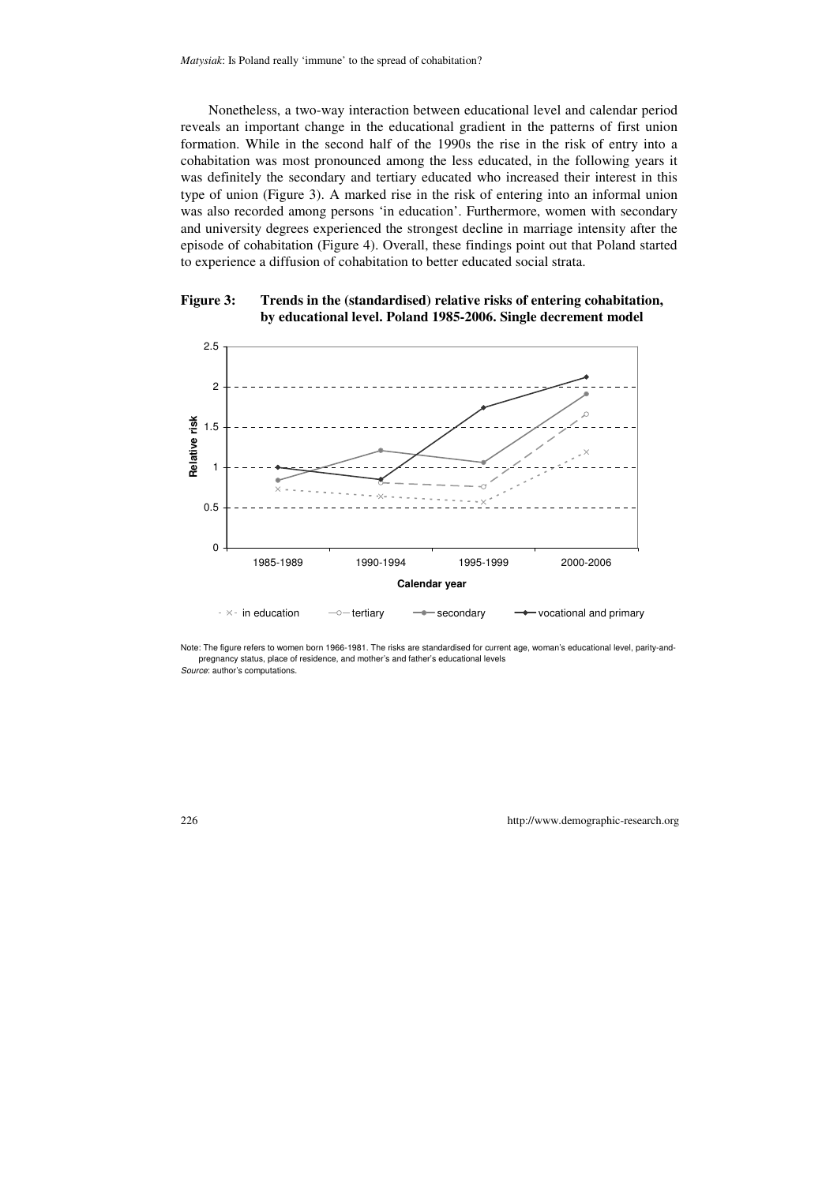Nonetheless, a two-way interaction between educational level and calendar period reveals an important change in the educational gradient in the patterns of first union formation. While in the second half of the 1990s the rise in the risk of entry into a cohabitation was most pronounced among the less educated, in the following years it was definitely the secondary and tertiary educated who increased their interest in this type of union (Figure 3). A marked rise in the risk of entering into an informal union was also recorded among persons 'in education'. Furthermore, women with secondary and university degrees experienced the strongest decline in marriage intensity after the episode of cohabitation (Figure 4). Overall, these findings point out that Poland started to experience a diffusion of cohabitation to better educated social strata.

**Figure 3: Trends in the (standardised) relative risks of entering cohabitation, by educational level. Poland 1985-2006. Single decrement model**

Note: The figure refers to women born 1966-1981. The risks are standardised for current age, woman's educational level, parity-and-pregnancy status, place of residence, and mother's and father's educational levels

*Source*: author's computations.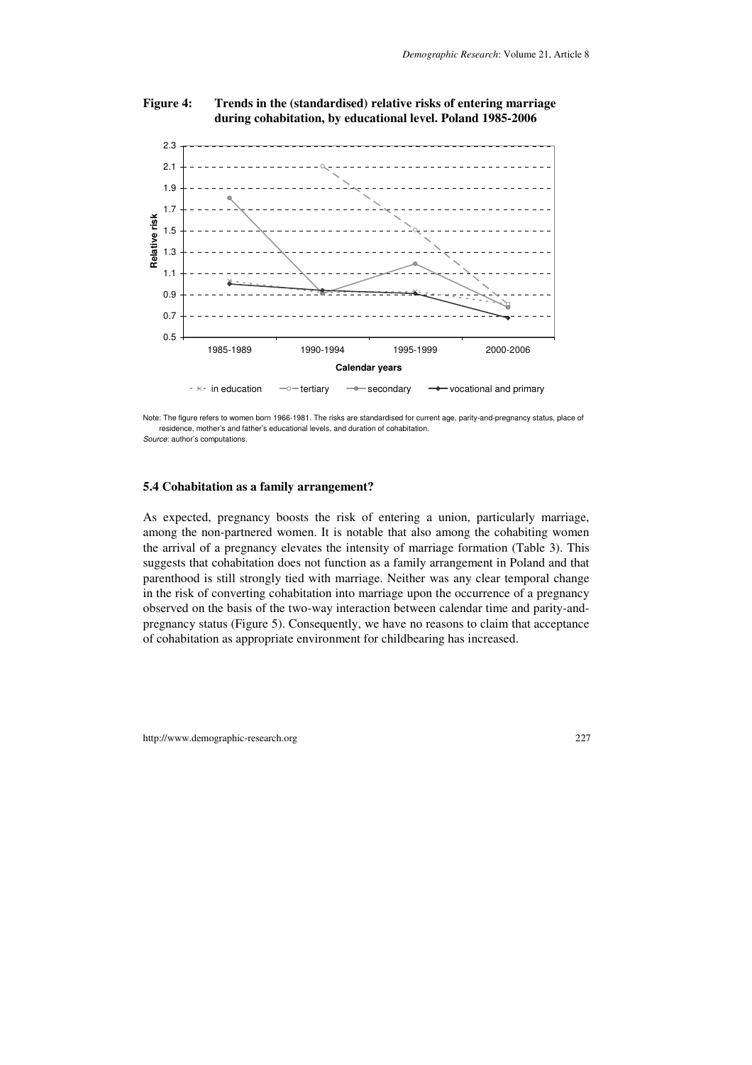**Figure 4: Trends in the (standardised) relative risks of entering marriage during cohabitation, by educational level. Poland 1985-2006**

Note: The figure refers to women born 1966-1981. The risks are standardised for current age, parity-and-pregnancy status, place of residence, mother's and father's educational levels, and duration of cohabitation.
*Source*: author's computations.

### 5.4 Cohabitation as a family arrangement?

As expected, pregnancy boosts the risk of entering a union, particularly marriage, among the non-partnered women. It is notable that also among the cohabiting women the arrival of a pregnancy elevates the intensity of marriage formation (Table 3). This suggests that cohabitation does not function as a family arrangement in Poland and that parenthood is still strongly tied with marriage. Neither was any clear temporal change in the risk of converting cohabitation into marriage upon the occurrence of a pregnancy observed on the basis of the two-way interaction between calendar time and parity-and-pregnancy status (Figure 5). Consequently, we have no reasons to claim that acceptance of cohabitation as appropriate environment for childbearing has increased.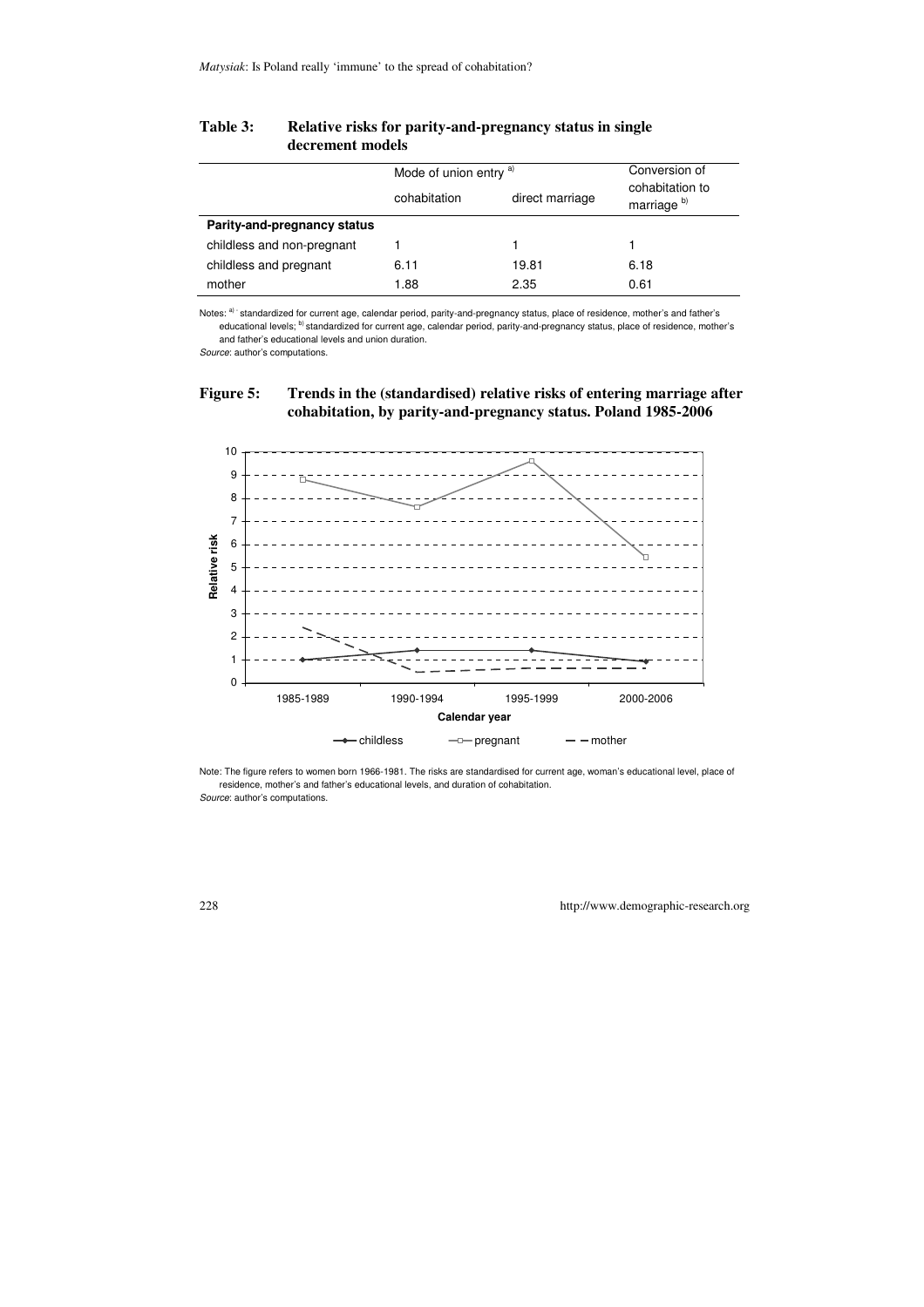**Table 3: Relative risks for parity-and-pregnancy status in single decrement models**

| | Mode of union entry [a)] | | Conversion of cohabitation to marriage [b)] |
|---|---|---|---|
| | cohabitation | direct marriage | |
| **Parity-and-pregnancy status** | | | |
| childless and non-pregnant | 1 | 1 | 1 |
| childless and pregnant | 6.11 | 19.81 | 6.18 |
| mother | 1.88 | 2.35 | 0.61 |

Notes: [a)] standardized for current age, calendar period, parity-and-pregnancy status, place of residence, mother's and father's educational levels; [b)] standardized for current age, calendar period, parity-and-pregnancy status, place of residence, mother's and father's educational levels and union duration.
*Source*: author's computations.

**Figure 5: Trends in the (standardised) relative risks of entering marriage after cohabitation, by parity-and-pregnancy status. Poland 1985-2006**

Note: The figure refers to women born 1966-1981. The risks are standardised for current age, woman's educational level, place of residence, mother's and father's educational levels, and duration of cohabitation.
*Source*: author's computations.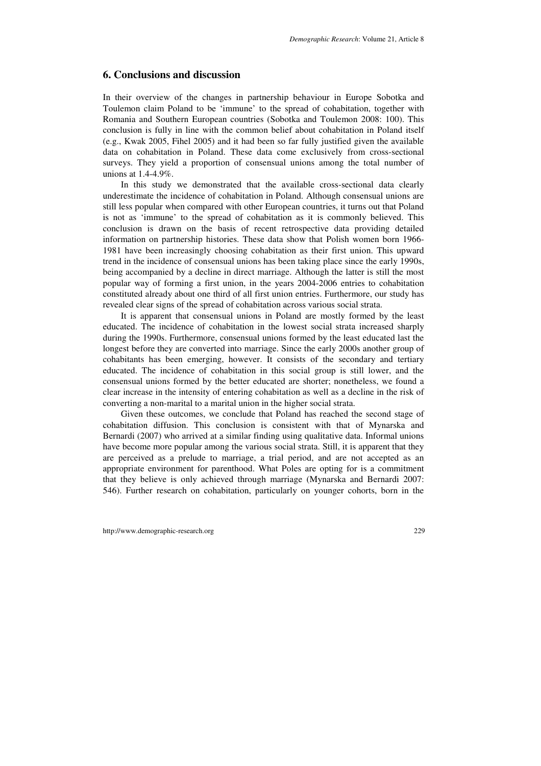## 6. Conclusions and discussion

In their overview of the changes in partnership behaviour in Europe Sobotka and Toulemon claim Poland to be 'immune' to the spread of cohabitation, together with Romania and Southern European countries (Sobotka and Toulemon 2008: 100). This conclusion is fully in line with the common belief about cohabitation in Poland itself (e.g., Kwak 2005, Fihel 2005) and it had been so far fully justified given the available data on cohabitation in Poland. These data come exclusively from cross-sectional surveys. They yield a proportion of consensual unions among the total number of unions at 1.4-4.9%.

In this study we demonstrated that the available cross-sectional data clearly underestimate the incidence of cohabitation in Poland. Although consensual unions are still less popular when compared with other European countries, it turns out that Poland is not as 'immune' to the spread of cohabitation as it is commonly believed. This conclusion is drawn on the basis of recent retrospective data providing detailed information on partnership histories. These data show that Polish women born 1966-1981 have been increasingly choosing cohabitation as their first union. This upward trend in the incidence of consensual unions has been taking place since the early 1990s, being accompanied by a decline in direct marriage. Although the latter is still the most popular way of forming a first union, in the years 2004-2006 entries to cohabitation constituted already about one third of all first union entries. Furthermore, our study has revealed clear signs of the spread of cohabitation across various social strata.

It is apparent that consensual unions in Poland are mostly formed by the least educated. The incidence of cohabitation in the lowest social strata increased sharply during the 1990s. Furthermore, consensual unions formed by the least educated last the longest before they are converted into marriage. Since the early 2000s another group of cohabitants has been emerging, however. It consists of the secondary and tertiary educated. The incidence of cohabitation in this social group is still lower, and the consensual unions formed by the better educated are shorter; nonetheless, we found a clear increase in the intensity of entering cohabitation as well as a decline in the risk of converting a non-marital to a marital union in the higher social strata.

Given these outcomes, we conclude that Poland has reached the second stage of cohabitation diffusion. This conclusion is consistent with that of Mynarska and Bernardi (2007) who arrived at a similar finding using qualitative data. Informal unions have become more popular among the various social strata. Still, it is apparent that they are perceived as a prelude to marriage, a trial period, and are not accepted as an appropriate environment for parenthood. What Poles are opting for is a commitment that they believe is only achieved through marriage (Mynarska and Bernardi 2007: 546). Further research on cohabitation, particularly on younger cohorts, born in the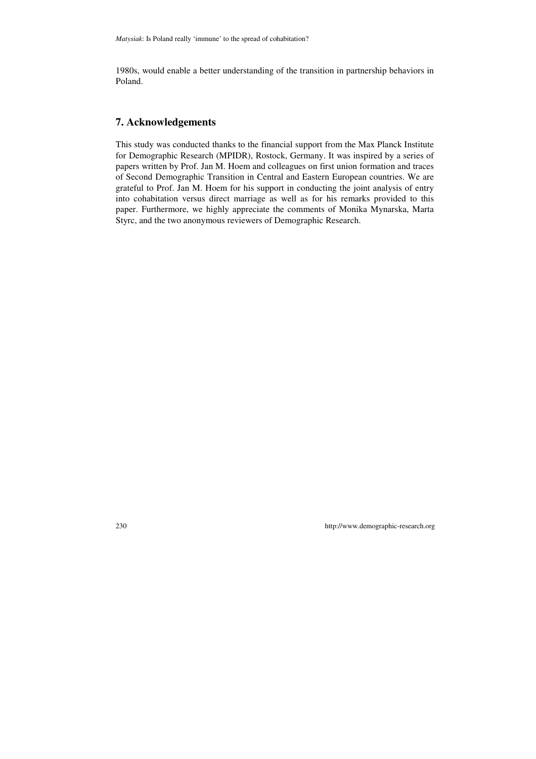1980s, would enable a better understanding of the transition in partnership behaviors in Poland.

## 7. Acknowledgements

This study was conducted thanks to the financial support from the Max Planck Institute for Demographic Research (MPIDR), Rostock, Germany. It was inspired by a series of papers written by Prof. Jan M. Hoem and colleagues on first union formation and traces of Second Demographic Transition in Central and Eastern European countries. We are grateful to Prof. Jan M. Hoem for his support in conducting the joint analysis of entry into cohabitation versus direct marriage as well as for his remarks provided to this paper. Furthermore, we highly appreciate the comments of Monika Mynarska, Marta Styrc, and the two anonymous reviewers of Demographic Research.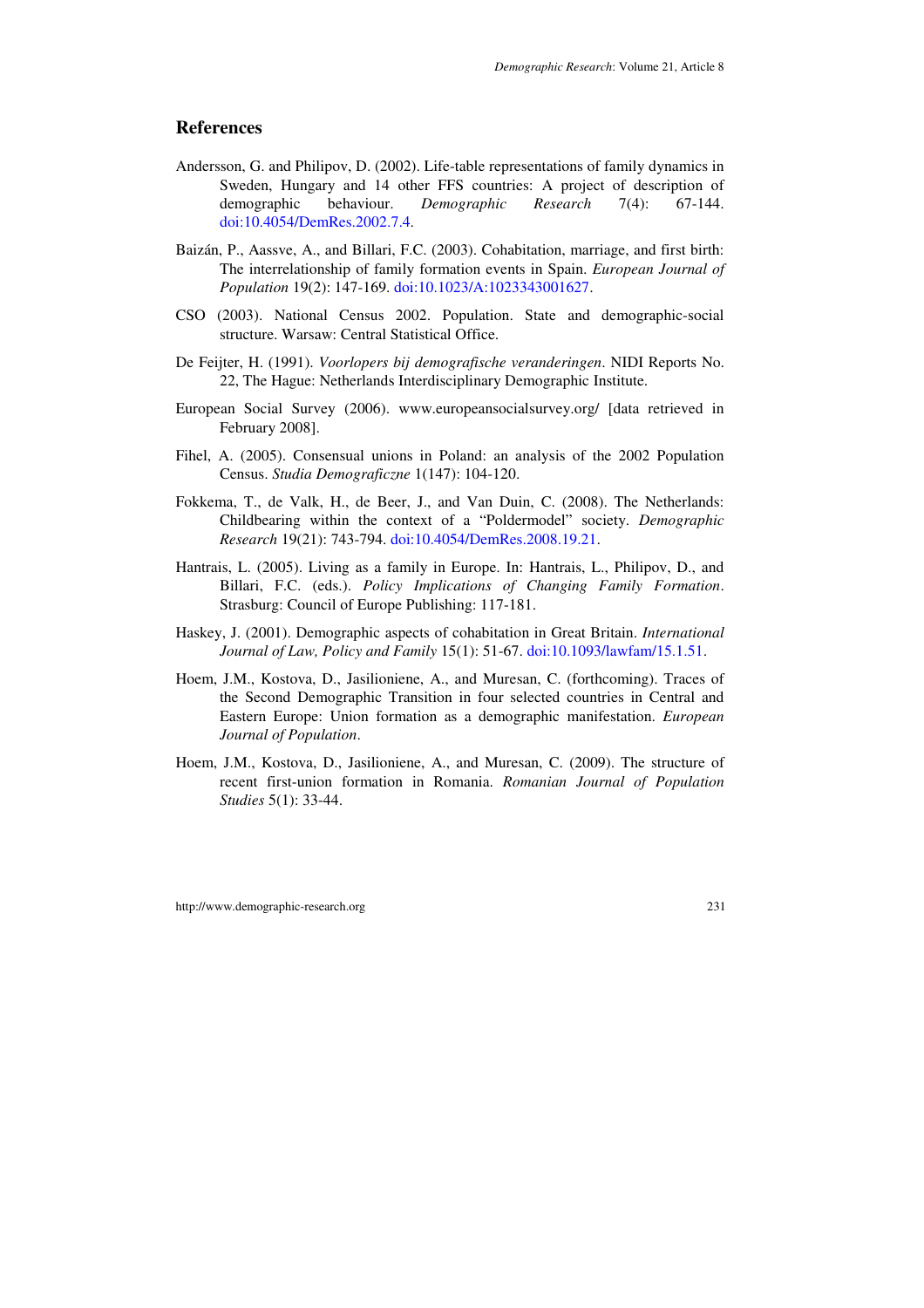## References

Andersson, G. and Philipov, D. (2002). Life-table representations of family dynamics in Sweden, Hungary and 14 other FFS countries: A project of description of demographic behaviour. *Demographic Research* 7(4): 67-144. doi:10.4054/DemRes.2002.7.4.

Baizán, P., Aassve, A., and Billari, F.C. (2003). Cohabitation, marriage, and first birth: The interrelationship of family formation events in Spain. *European Journal of Population* 19(2): 147-169. doi:10.1023/A:1023343001627.

CSO (2003). National Census 2002. Population. State and demographic-social structure. Warsaw: Central Statistical Office.

De Feijter, H. (1991). *Voorlopers bij demografische veranderingen*. NIDI Reports No. 22, The Hague: Netherlands Interdisciplinary Demographic Institute.

European Social Survey (2006). www.europeansocialsurvey.org/ [data retrieved in February 2008].

Fihel, A. (2005). Consensual unions in Poland: an analysis of the 2002 Population Census. *Studia Demograficzne* 1(147): 104-120.

Fokkema, T., de Valk, H., de Beer, J., and Van Duin, C. (2008). The Netherlands: Childbearing within the context of a "Poldermodel" society. *Demographic Research* 19(21): 743-794. doi:10.4054/DemRes.2008.19.21.

Hantrais, L. (2005). Living as a family in Europe. In: Hantrais, L., Philipov, D., and Billari, F.C. (eds.). *Policy Implications of Changing Family Formation*. Strasburg: Council of Europe Publishing: 117-181.

Haskey, J. (2001). Demographic aspects of cohabitation in Great Britain. *International Journal of Law, Policy and Family* 15(1): 51-67. doi:10.1093/lawfam/15.1.51.

Hoem, J.M., Kostova, D., Jasilioniene, A., and Muresan, C. (forthcoming). Traces of the Second Demographic Transition in four selected countries in Central and Eastern Europe: Union formation as a demographic manifestation. *European Journal of Population*.

Hoem, J.M., Kostova, D., Jasilioniene, A., and Muresan, C. (2009). The structure of recent first-union formation in Romania. *Romanian Journal of Population Studies* 5(1): 33-44.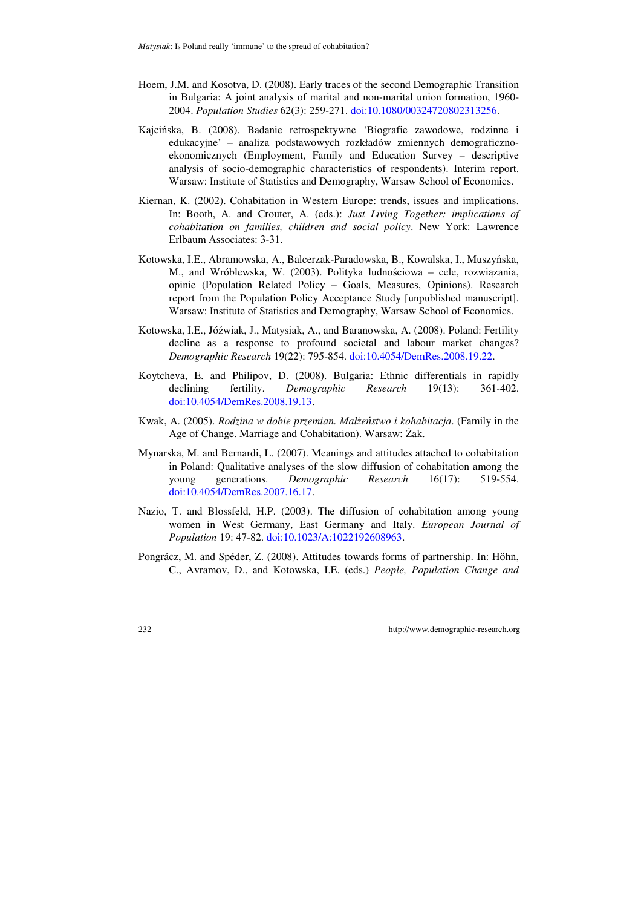Hoem, J.M. and Kosotva, D. (2008). Early traces of the second Demographic Transition in Bulgaria: A joint analysis of marital and non-marital union formation, 1960-2004. *Population Studies* 62(3): 259-271. doi:10.1080/00324720802313256.

Kajcińska, B. (2008). Badanie retrospektywne 'Biografie zawodowe, rodzinne i edukacyjne' – analiza podstawowych rozkładów zmiennych demograficzno-ekonomicznych (Employment, Family and Education Survey – descriptive analysis of socio-demographic characteristics of respondents). Interim report. Warsaw: Institute of Statistics and Demography, Warsaw School of Economics.

Kiernan, K. (2002). Cohabitation in Western Europe: trends, issues and implications. In: Booth, A. and Crouter, A. (eds.): *Just Living Together: implications of cohabitation on families, children and social policy*. New York: Lawrence Erlbaum Associates: 3-31.

Kotowska, I.E., Abramowska, A., Balcerzak-Paradowska, B., Kowalska, I., Muszyńska, M., and Wróblewska, W. (2003). Polityka ludnościowa – cele, rozwiązania, opinie (Population Related Policy – Goals, Measures, Opinions). Research report from the Population Policy Acceptance Study [unpublished manuscript]. Warsaw: Institute of Statistics and Demography, Warsaw School of Economics.

Kotowska, I.E., Jóźwiak, J., Matysiak, A., and Baranowska, A. (2008). Poland: Fertility decline as a response to profound societal and labour market changes? *Demographic Research* 19(22): 795-854. doi:10.4054/DemRes.2008.19.22.

Koytcheva, E. and Philipov, D. (2008). Bulgaria: Ethnic differentials in rapidly declining fertility. *Demographic Research* 19(13): 361-402. doi:10.4054/DemRes.2008.19.13.

Kwak, A. (2005). *Rodzina w dobie przemian. Małżeństwo i kohabitacja*. (Family in the Age of Change. Marriage and Cohabitation). Warsaw: Żak.

Mynarska, M. and Bernardi, L. (2007). Meanings and attitudes attached to cohabitation in Poland: Qualitative analyses of the slow diffusion of cohabitation among the young generations. *Demographic Research* 16(17): 519-554. doi:10.4054/DemRes.2007.16.17.

Nazio, T. and Blossfeld, H.P. (2003). The diffusion of cohabitation among young women in West Germany, East Germany and Italy. *European Journal of Population* 19: 47-82. doi:10.1023/A:1022192608963.

Pongrácz, M. and Spéder, Z. (2008). Attitudes towards forms of partnership. In: Höhn, C., Avramov, D., and Kotowska, I.E. (eds.) *People, Population Change and*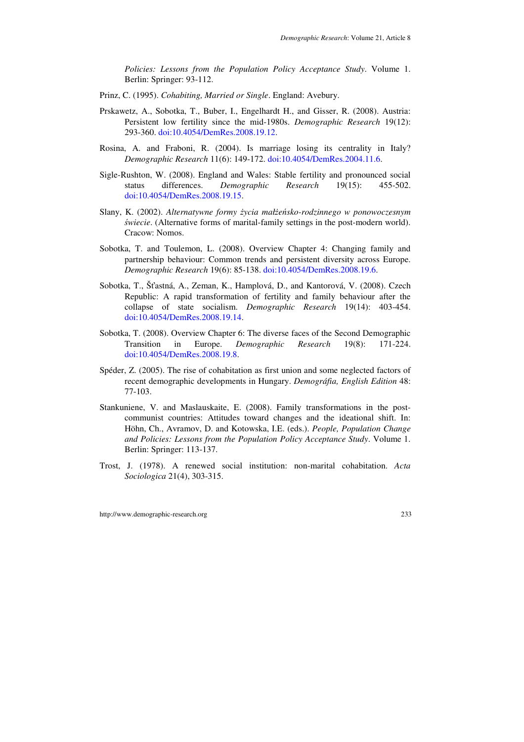*Policies: Lessons from the Population Policy Acceptance Study*. Volume 1. Berlin: Springer: 93-112.

Prinz, C. (1995). *Cohabiting, Married or Single*. England: Avebury.

Prskawetz, A., Sobotka, T., Buber, I., Engelhardt H., and Gisser, R. (2008). Austria: Persistent low fertility since the mid-1980s. *Demographic Research* 19(12): 293-360. doi:10.4054/DemRes.2008.19.12.

Rosina, A. and Fraboni, R. (2004). Is marriage losing its centrality in Italy? *Demographic Research* 11(6): 149-172. doi:10.4054/DemRes.2004.11.6.

Sigle-Rushton, W. (2008). England and Wales: Stable fertility and pronounced social status differences. *Demographic Research* 19(15): 455-502. doi:10.4054/DemRes.2008.19.15.

Slany, K. (2002). *Alternatywne formy życia małżeńsko-rodzinnego w ponowoczesnym świecie*. (Alternative forms of marital-family settings in the post-modern world). Cracow: Nomos.

Sobotka, T. and Toulemon, L. (2008). Overview Chapter 4: Changing family and partnership behaviour: Common trends and persistent diversity across Europe. *Demographic Research* 19(6): 85-138. doi:10.4054/DemRes.2008.19.6.

Sobotka, T., Šťastná, A., Zeman, K., Hamplová, D., and Kantorová, V. (2008). Czech Republic: A rapid transformation of fertility and family behaviour after the collapse of state socialism. *Demographic Research* 19(14): 403-454. doi:10.4054/DemRes.2008.19.14.

Sobotka, T. (2008). Overview Chapter 6: The diverse faces of the Second Demographic Transition in Europe. *Demographic Research* 19(8): 171-224. doi:10.4054/DemRes.2008.19.8.

Spéder, Z. (2005). The rise of cohabitation as first union and some neglected factors of recent demographic developments in Hungary. *Demográfia, English Edition* 48: 77-103.

Stankuniene, V. and Maslauskaite, E. (2008). Family transformations in the post-communist countries: Attitudes toward changes and the ideational shift. In: Höhn, Ch., Avramov, D. and Kotowska, I.E. (eds.). *People, Population Change and Policies: Lessons from the Population Policy Acceptance Study*. Volume 1. Berlin: Springer: 113-137.

Trost, J. (1978). A renewed social institution: non-marital cohabitation. *Acta Sociologica* 21(4), 303-315.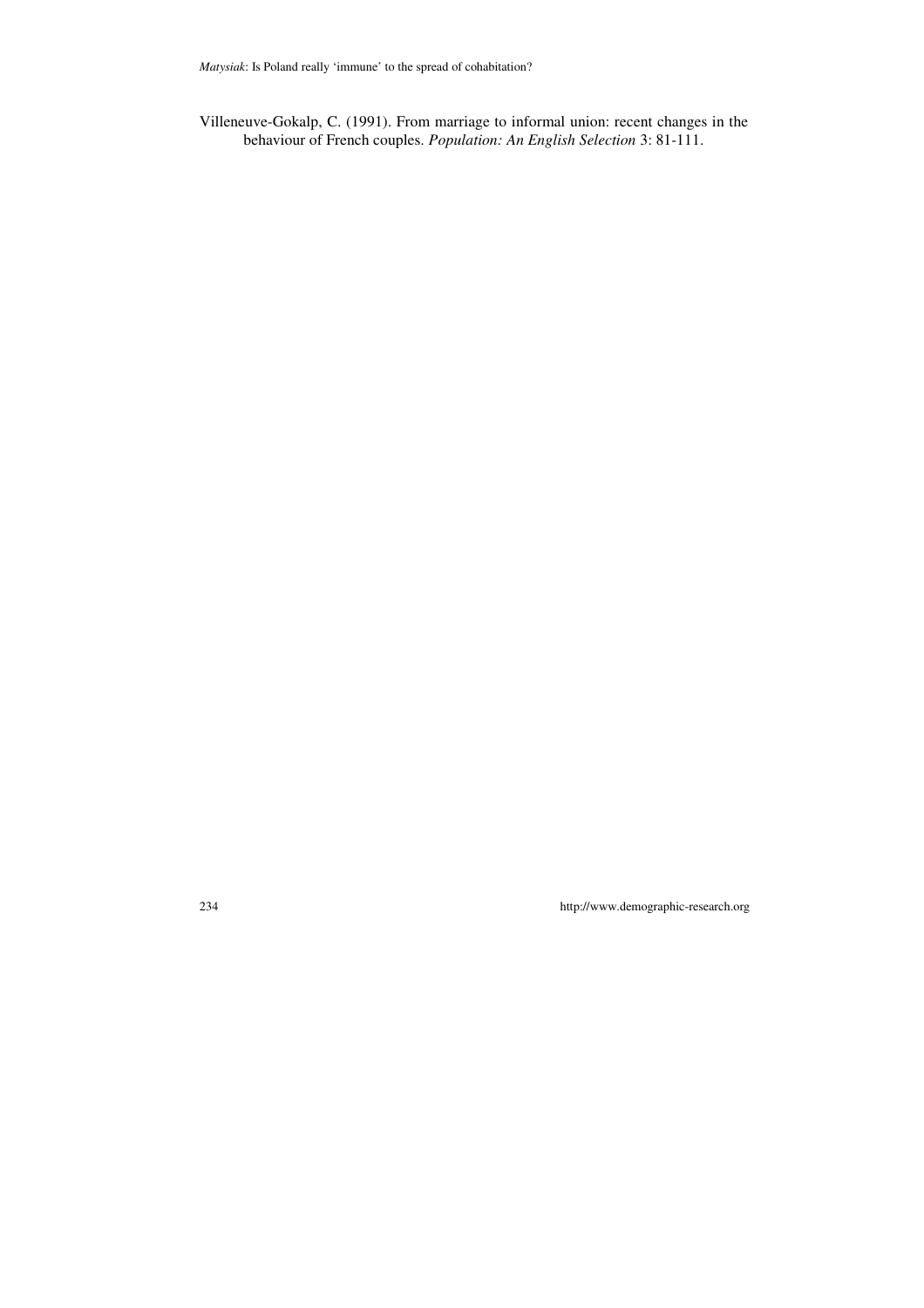Villeneuve-Gokalp, C. (1991). From marriage to informal union: recent changes in the behaviour of French couples. *Population: An English Selection* 3: 81-111.